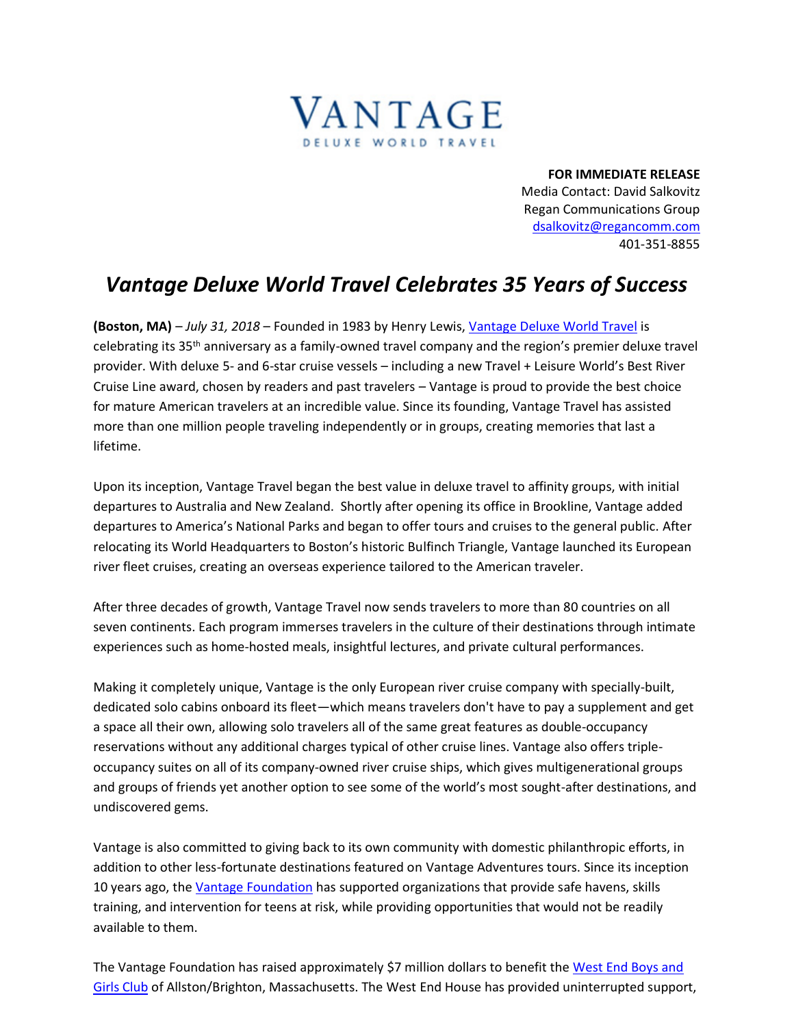VANTAGE

DELUXE WORLD TRAVEL

**FOR IMMEDIATE RELEASE**
Media Contact: David Salkovitz
Regan Communications Group
dsalkovitz@regancomm.com
401-351-8855

# *Vantage Deluxe World Travel Celebrates 35 Years of Success*

**(Boston, MA)** – *July 31, 2018* – Founded in 1983 by Henry Lewis, Vantage Deluxe World Travel is celebrating its 35th anniversary as a family-owned travel company and the region's premier deluxe travel provider. With deluxe 5- and 6-star cruise vessels – including a new Travel + Leisure World's Best River Cruise Line award, chosen by readers and past travelers – Vantage is proud to provide the best choice for mature American travelers at an incredible value. Since its founding, Vantage Travel has assisted more than one million people traveling independently or in groups, creating memories that last a lifetime.

Upon its inception, Vantage Travel began the best value in deluxe travel to affinity groups, with initial departures to Australia and New Zealand. Shortly after opening its office in Brookline, Vantage added departures to America's National Parks and began to offer tours and cruises to the general public. After relocating its World Headquarters to Boston's historic Bulfinch Triangle, Vantage launched its European river fleet cruises, creating an overseas experience tailored to the American traveler.

After three decades of growth, Vantage Travel now sends travelers to more than 80 countries on all seven continents. Each program immerses travelers in the culture of their destinations through intimate experiences such as home-hosted meals, insightful lectures, and private cultural performances.

Making it completely unique, Vantage is the only European river cruise company with specially-built, dedicated solo cabins onboard its fleet—which means travelers don't have to pay a supplement and get a space all their own, allowing solo travelers all of the same great features as double-occupancy reservations without any additional charges typical of other cruise lines. Vantage also offers triple-occupancy suites on all of its company-owned river cruise ships, which gives multigenerational groups and groups of friends yet another option to see some of the world's most sought-after destinations, and undiscovered gems.

Vantage is also committed to giving back to its own community with domestic philanthropic efforts, in addition to other less-fortunate destinations featured on Vantage Adventures tours. Since its inception 10 years ago, the Vantage Foundation has supported organizations that provide safe havens, skills training, and intervention for teens at risk, while providing opportunities that would not be readily available to them.

The Vantage Foundation has raised approximately $7 million dollars to benefit the West End Boys and Girls Club of Allston/Brighton, Massachusetts. The West End House has provided uninterrupted support,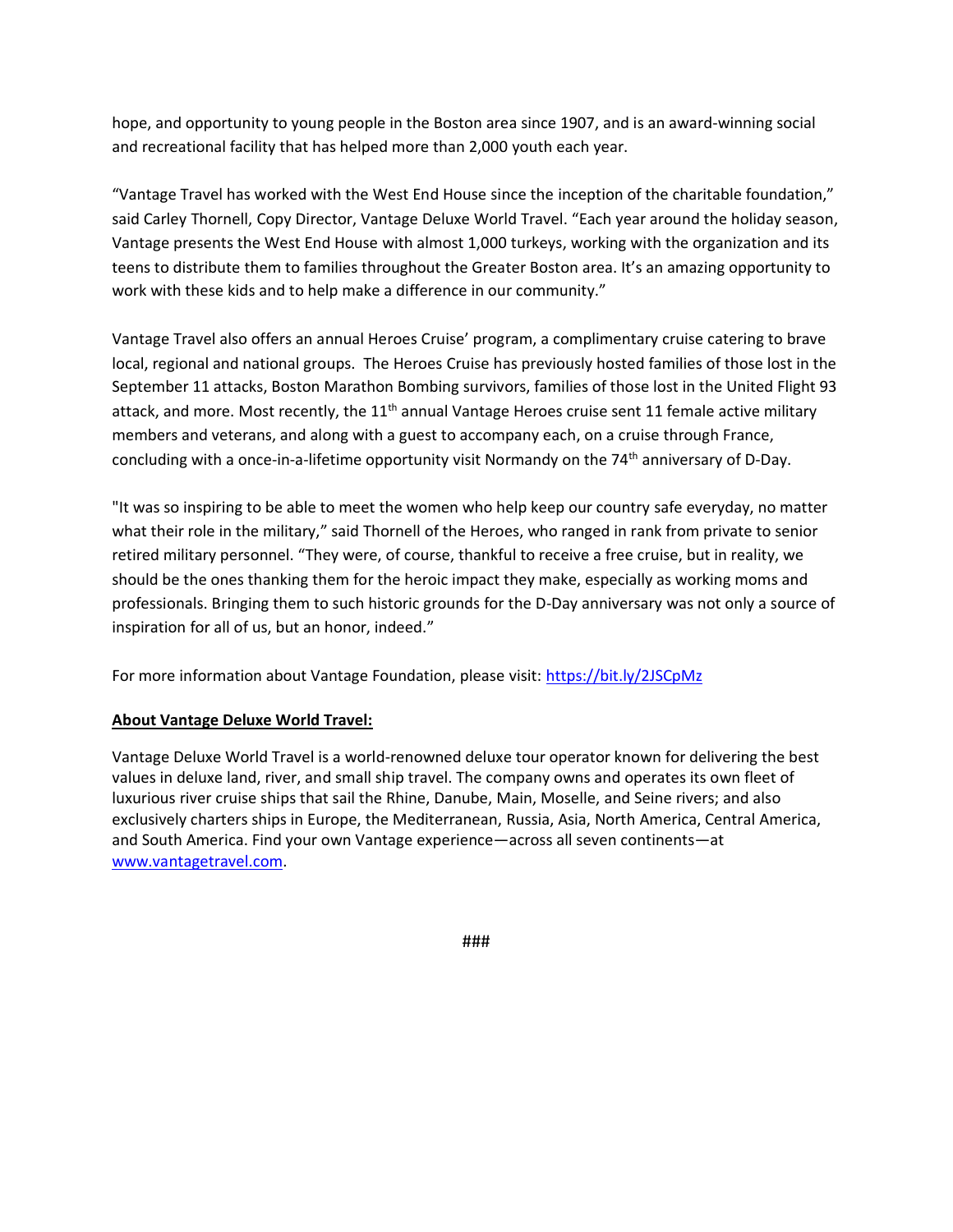hope, and opportunity to young people in the Boston area since 1907, and is an award-winning social and recreational facility that has helped more than 2,000 youth each year.

"Vantage Travel has worked with the West End House since the inception of the charitable foundation," said Carley Thornell, Copy Director, Vantage Deluxe World Travel. "Each year around the holiday season, Vantage presents the West End House with almost 1,000 turkeys, working with the organization and its teens to distribute them to families throughout the Greater Boston area. It's an amazing opportunity to work with these kids and to help make a difference in our community."

Vantage Travel also offers an annual Heroes Cruise' program, a complimentary cruise catering to brave local, regional and national groups. The Heroes Cruise has previously hosted families of those lost in the September 11 attacks, Boston Marathon Bombing survivors, families of those lost in the United Flight 93 attack, and more. Most recently, the 11th annual Vantage Heroes cruise sent 11 female active military members and veterans, and along with a guest to accompany each, on a cruise through France, concluding with a once-in-a-lifetime opportunity visit Normandy on the 74th anniversary of D-Day.

"It was so inspiring to be able to meet the women who help keep our country safe everyday, no matter what their role in the military," said Thornell of the Heroes, who ranged in rank from private to senior retired military personnel. "They were, of course, thankful to receive a free cruise, but in reality, we should be the ones thanking them for the heroic impact they make, especially as working moms and professionals. Bringing them to such historic grounds for the D-Day anniversary was not only a source of inspiration for all of us, but an honor, indeed."

For more information about Vantage Foundation, please visit: https://bit.ly/2JSCpMz

**About Vantage Deluxe World Travel:**

Vantage Deluxe World Travel is a world-renowned deluxe tour operator known for delivering the best values in deluxe land, river, and small ship travel. The company owns and operates its own fleet of luxurious river cruise ships that sail the Rhine, Danube, Main, Moselle, and Seine rivers; and also exclusively charters ships in Europe, the Mediterranean, Russia, Asia, North America, Central America, and South America. Find your own Vantage experience—across all seven continents—at www.vantagetravel.com.

###